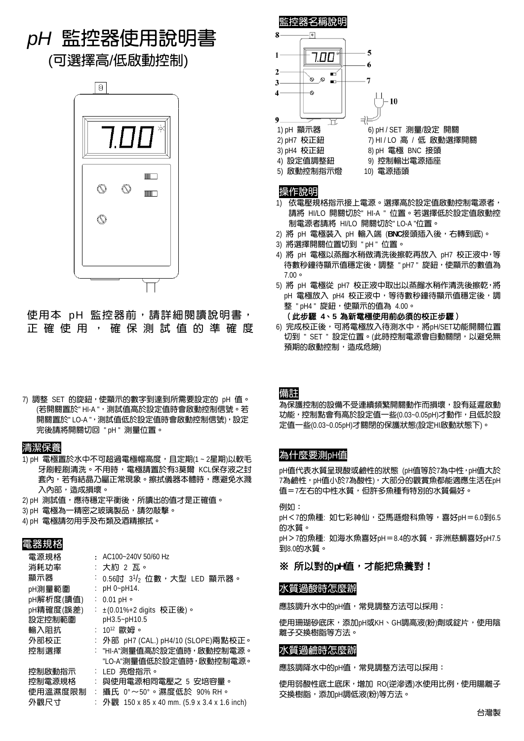# *pH* 監控器使用說明書

## (可選擇高/低啟動控制)

使用本 pH 監控器前，請詳細閱讀說明書，正確使用，確保測試值的準確度

## 監控器名稱說明

1) pH 顯示器
2) pH7 校正鈕
3) pH4 校正鈕
4) 設定值調整鈕
5) 啟動控制指示燈
6) pH / SET 測量/設定 開關
7) HI / LO 高 / 低 啟動選擇開關
8) pH 電極 BNC 接頭
9) 控制輸出電源插座
10) 電源插頭

## 操作說明

1) 依電壓規格指示接上電源。選擇高於設定值啟動控制電源者，請將 HI/LO 開關切於" HI-A " 位置。若選擇低於設定值啟動控制電源者請將 HI/LO 開關切於" LO-A "位置。
2) 將 pH 電極裝入 pH 輸入端 (**BNC**接頭插入後，右轉到底)。
3) 將選擇開關位置切到 " pH " 位置。
4) 將 pH 電極以蒸餾水稍做清洗後擦乾再放入 pH7 校正液中，等待數秒鐘待顯示值穩定後，調整 " pH7 " 旋鈕，使顯示的數值為 7.00。
5) 將 pH 電極從 pH7 校正液中取出以蒸餾水稍作清洗後擦乾，將 pH 電極放入 pH4 校正液中，等待數秒鐘待顯示值穩定後，調整 " pH4 " 旋鈕，使顯示的值為 4.00。
   **( 此步驟 4、5 為新電極使用前必須的校正步驟 )**
6) 完成校正後，可將電極放入待測水中，將pH/SET功能開關位置切到 " SET " 設定位置。(此時控制電源會自動關閉，以避免無預期的啟動控制，造成危險)
7) 調整 SET 的旋鈕，使顯示的數字到達到所需要設定的 pH 值。(若開關置於" HI-A "，測試值高於設定值時會啟動控制信號。若開關置於" LO-A "，測試值低於設定值時會啟動控制信號)，設定完後請將開關切回 " pH " 測量位置。

## 清潔保養

1) pH 電極置於水中不可超過電極帽高度，且定期(1 ~ 2星期)以軟毛牙刷輕刷清洗。不用時，電極請置於有3莫爾 KCL保存液之封套內，若有結晶乃屬正常現象。擦拭儀器本體時，應避免水濺入內部，造成損壞。
2) pH 測試值，應待穩定平衡後，所讀出的值才是正確值。
3) pH 電極為一精密之玻璃製品，請勿敲擊。
4) pH 電極請勿用手及布類及酒精擦拭。

## 電器規格

| 項目 | 規格 |
|---|---|
| 電源規格 | : AC100~240V 50/60 Hz |
| 消耗功率 | : 大約 2 瓦。 |
| 顯示器 | : 0.56吋 $3^1/_2$ 位數，大型 LED 顯示器。 |
| pH測量範圍 | : pH 0~pH14. |
| pH解析度(讀值) | : 0.01 pH。 |
| pH精確度(誤差) | : ±(0.01%+2 digits 校正後)。 |
| 設定控制範圍 | pH3.5~pH10.5 |
| 輸入阻抗 | : $10^{12}$ 歐姆。 |
| 外部校正 | : 外部 pH7 (CAL.) pH4/10 (SLOPE)兩點校正。 |
| 控制選擇 | : "HI-A"測量值高於設定值時，啟動控制電源。<br>"LO-A"測量值低於設定值時，啟動控制電源。 |
| 控制啟動指示 | : LED 亮燈指示。 |
| 控制電源規格 | : 與使用電源相同電壓之 5 安培容量。 |
| 使用溫濕度限制 | : 攝氏 0°～50°。濕度低於 90% RH。 |
| 外觀尺寸 | : 外觀 150 x 85 x 40 mm. (5.9 x 3.4 x 1.6 inch) |

## 備註

為保護控制的設備不受連續頻繁開關動作而損壞，設有延遲啟動功能，控制點會有高於設定值一些(0.03~0.05pH)才動作，且低於設定值一些(0.03~0.05pH)才關閉的保護狀態(設定HI啟動狀態下)。

## 為什麼要測pH值

pH值代表水質呈現酸或鹼性的狀態 (pH值等於7為中性，pH值大於7為鹼性，pH值小於7為酸性)，大部分的觀賞魚都能適應生活在pH值＝7左右的中性水質，但許多魚種有特別的水質偏好。

例如：

pH＜7的魚種: 如七彩神仙，亞馬遜燈科魚等，喜好pH＝6.0到6.5的水質。

pH＞7的魚種: 如海水魚喜好pH＝8.4的水質，非洲慈鯛喜好pH7.5到8.0的水質。

### ※ 所以對的pH值，才能把魚養對！

## 水質過酸時怎麼辦

應該調升水中的pH值，常見調整方法可以採用：

使用珊瑚砂底床，添加pH或KH、GH調高液(粉)劑或錠片，使用陰離子交換樹脂等方法。

## 水質過鹼時怎麼辦

應該調降水中的pH值，常見調整方法可以採用：

使用弱酸性底土底床，增加 RO(逆滲透)水使用比例，使用陽離子交換樹脂，添加pH調低液(粉)等方法。

台灣製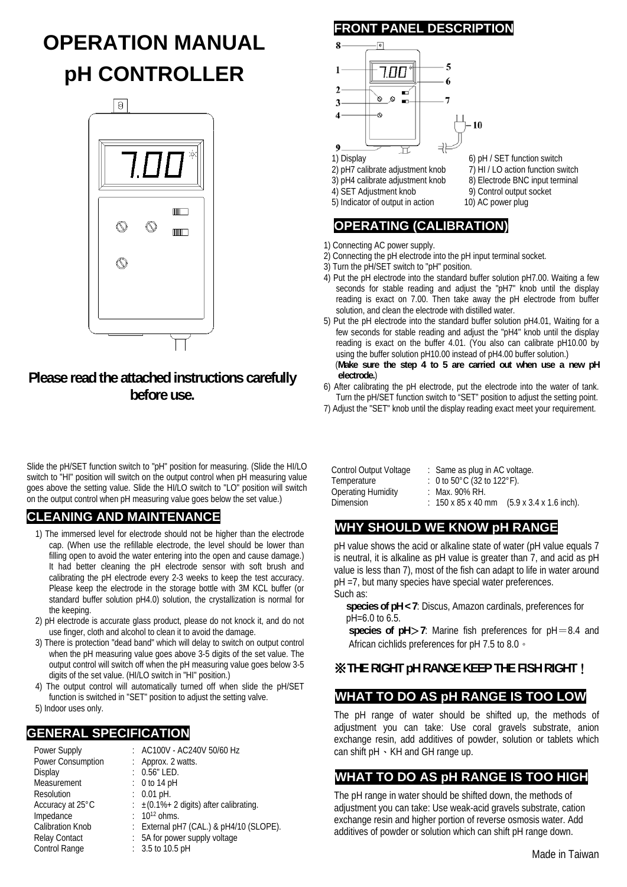# OPERATION MANUAL

# pH CONTROLLER

7.00

**Please read the attached instructions carefully before use.**

## FRONT PANEL DESCRIPTION

1) Display
2) pH7 calibrate adjustment knob
3) pH4 calibrate adjustment knob
4) SET Adjustment knob
5) Indicator of output in action
6) pH / SET function switch
7) HI / LO action function switch
8) Electrode BNC input terminal
9) Control output socket
10) AC power plug

## OPERATING (CALIBRATION)

1) Connecting AC power supply.
2) Connecting the pH electrode into the pH input terminal socket.
3) Turn the pH/SET switch to "pH" position.
4) Put the pH electrode into the standard buffer solution pH7.00. Waiting a few seconds for stable reading and adjust the "pH7" knob until the display reading is exact on 7.00. Then take away the pH electrode from buffer solution, and clean the electrode with distilled water.
5) Put the pH electrode into the standard buffer solution pH4.01, Waiting for a few seconds for stable reading and adjust the "pH4" knob until the display reading is exact on the buffer 4.01. (You also can calibrate pH10.00 by using the buffer solution pH10.00 instead of pH4.00 buffer solution.)
   (**Make sure the step 4 to 5 are carried out when use a new pH electrode.**)
6) After calibrating the pH electrode, put the electrode into the water of tank. Turn the pH/SET function switch to "SET" position to adjust the setting point.
7) Adjust the "SET" knob until the display reading exact meet your requirement.

Slide the pH/SET function switch to "pH" position for measuring. (Slide the HI/LO switch to "HI" position will switch on the output control when pH measuring value goes above the setting value. Slide the HI/LO switch to "LO" position will switch on the output control when pH measuring value goes below the set value.)

## CLEANING AND MAINTENANCE

1) The immersed level for electrode should not be higher than the electrode cap. (When use the refillable electrode, the level should be lower than filling open to avoid the water entering into the open and cause damage.) It had better cleaning the pH electrode sensor with soft brush and calibrating the pH electrode every 2-3 weeks to keep the test accuracy. Please keep the electrode in the storage bottle with 3M KCL buffer (or standard buffer solution pH4.0) solution, the crystallization is normal for the keeping.
2) pH electrode is accurate glass product, please do not knock it, and do not use finger, cloth and alcohol to clean it to avoid the damage.
3) There is protection "dead band" which will delay to switch on output control when the pH measuring value goes above 3-5 digits of the set value. The output control will switch off when the pH measuring value goes below 3-5 digits of the set value. (HI/LO switch in "HI" position.)
4) The output control will automatically turned off when slide the pH/SET function is switched in "SET" position to adjust the setting valve.
5) Indoor uses only.

## GENERAL SPECIFICATION

| | |
|---|---|
| Power Supply | : AC100V - AC240V 50/60 Hz |
| Power Consumption | : Approx. 2 watts. |
| Display | : 0.56" LED. |
| Measurement | : 0 to 14 pH |
| Resolution | : 0.01 pH. |
| Accuracy at 25°C | : ±(0.1%+ 2 digits) after calibrating. |
| Impedance | : $10^{12}$ ohms. |
| Calibration Knob | : External pH7 (CAL.) & pH4/10 (SLOPE). |
| Relay Contact | : 5A for power supply voltage |
| Control Range | : 3.5 to 10.5 pH |
| Control Output Voltage | : Same as plug in AC voltage. |
| Temperature | : 0 to 50°C (32 to 122°F). |
| Operating Humidity | : Max. 90% RH. |
| Dimension | : 150 x 85 x 40 mm (5.9 x 3.4 x 1.6 inch). |

## WHY SHOULD WE KNOW pH RANGE

pH value shows the acid or alkaline state of water (pH value equals 7 is neutral, it is alkaline as pH value is greater than 7, and acid as pH value is less than 7), most of the fish can adapt to life in water around pH =7, but many species have special water preferences.
Such as:

**species of pH < 7**: Discus, Amazon cardinals, preferences for pH=6.0 to 6.5.

**species of pH＞7**: Marine fish preferences for pH＝8.4 and African cichlids preferences for pH 7.5 to 8.0。

**※THE RIGHT pH RANGE KEEP THE FISH RIGHT！**

## WHAT TO DO AS pH RANGE IS TOO LOW

The pH range of water should be shifted up, the methods of adjustment you can take: Use coral gravels substrate, anion exchange resin, add additives of powder, solution or tablets which can shift pH、KH and GH range up.

## WHAT TO DO AS pH RANGE IS TOO HIGH

The pH range in water should be shifted down, the methods of adjustment you can take: Use weak-acid gravels substrate, cation exchange resin and higher portion of reverse osmosis water. Add additives of powder or solution which can shift pH range down.

Made in Taiwan